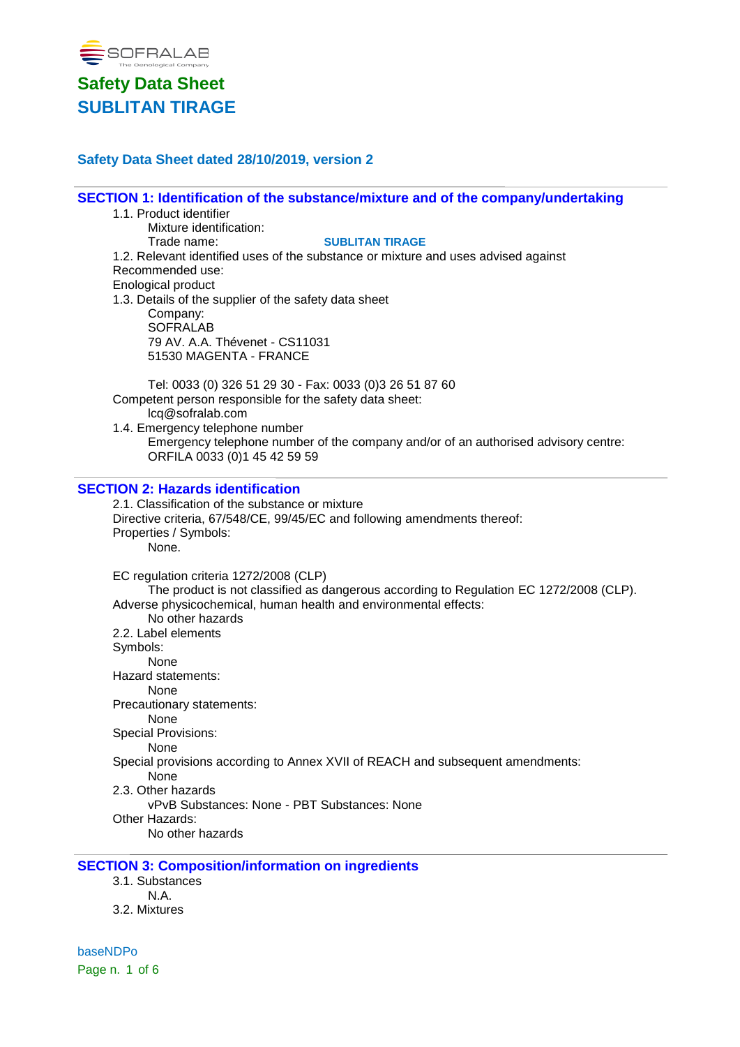# Safety Data Sheet

# SUBLITAN TIRAGE

**Safety Data Sheet dated 28/10/2019, version 2**

## SECTION 1: Identification of the substance/mixture and of the company/undertaking

1.1. Product identifier

Mixture identification:

Trade name: **SUBLITAN TIRAGE**

1.2. Relevant identified uses of the substance or mixture and uses advised against

Recommended use:

Enological product

1.3. Details of the supplier of the safety data sheet

Company:
SOFRALAB
79 AV. A.A. Thévenet - CS11031
51530 MAGENTA - FRANCE

Tel: 0033 (0) 326 51 29 30 - Fax: 0033 (0)3 26 51 87 60

Competent person responsible for the safety data sheet:

lcq@sofralab.com

1.4. Emergency telephone number

Emergency telephone number of the company and/or of an authorised advisory centre:
ORFILA 0033 (0)1 45 42 59 59

## SECTION 2: Hazards identification

2.1. Classification of the substance or mixture

Directive criteria, 67/548/CE, 99/45/EC and following amendments thereof:

Properties / Symbols:

None.

EC regulation criteria 1272/2008 (CLP)

The product is not classified as dangerous according to Regulation EC 1272/2008 (CLP).

Adverse physicochemical, human health and environmental effects:

No other hazards

2.2. Label elements

Symbols:

None

Hazard statements:

None

Precautionary statements:

None

Special Provisions:

None

Special provisions according to Annex XVII of REACH and subsequent amendments:

None

2.3. Other hazards

vPvB Substances: None - PBT Substances: None

Other Hazards:

No other hazards

## SECTION 3: Composition/information on ingredients

3.1. Substances

N.A.

3.2. Mixtures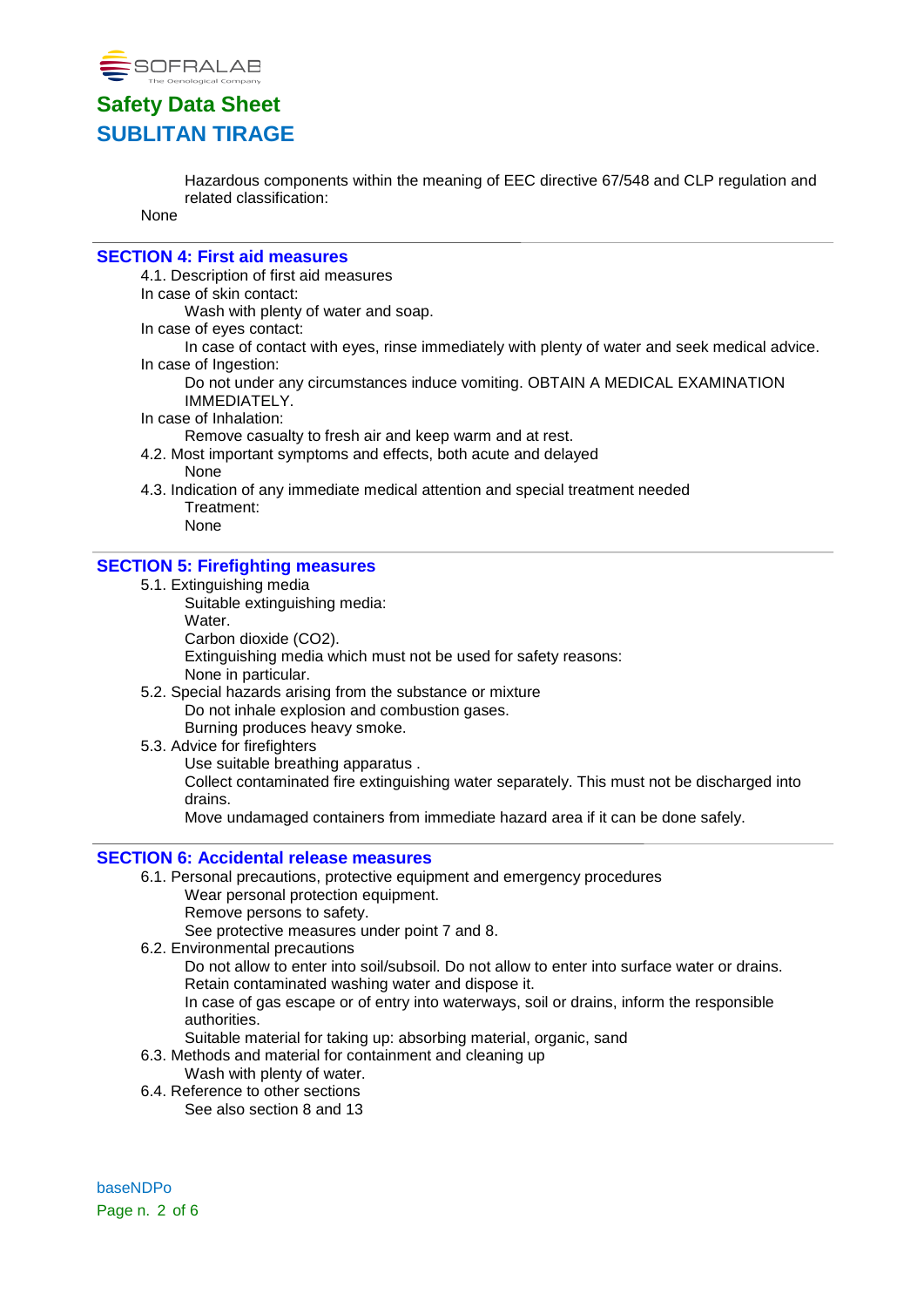Hazardous components within the meaning of EEC directive 67/548 and CLP regulation and related classification:

None

## SECTION 4: First aid measures

4.1. Description of first aid measures

In case of skin contact:

Wash with plenty of water and soap.

In case of eyes contact:

In case of contact with eyes, rinse immediately with plenty of water and seek medical advice.

In case of Ingestion:

Do not under any circumstances induce vomiting. OBTAIN A MEDICAL EXAMINATION IMMEDIATELY.

In case of Inhalation:

Remove casualty to fresh air and keep warm and at rest.

4.2. Most important symptoms and effects, both acute and delayed

None

4.3. Indication of any immediate medical attention and special treatment needed

Treatment:

None

## SECTION 5: Firefighting measures

5.1. Extinguishing media

Suitable extinguishing media:

Water.

Carbon dioxide ($CO_2$).

Extinguishing media which must not be used for safety reasons:

None in particular.

5.2. Special hazards arising from the substance or mixture

Do not inhale explosion and combustion gases.

Burning produces heavy smoke.

5.3. Advice for firefighters

Use suitable breathing apparatus .

Collect contaminated fire extinguishing water separately. This must not be discharged into drains.

Move undamaged containers from immediate hazard area if it can be done safely.

## SECTION 6: Accidental release measures

6.1. Personal precautions, protective equipment and emergency procedures

Wear personal protection equipment.

Remove persons to safety.

See protective measures under point 7 and 8.

6.2. Environmental precautions

Do not allow to enter into soil/subsoil. Do not allow to enter into surface water or drains.

Retain contaminated washing water and dispose it.

In case of gas escape or of entry into waterways, soil or drains, inform the responsible authorities.

Suitable material for taking up: absorbing material, organic, sand

6.3. Methods and material for containment and cleaning up

Wash with plenty of water.

6.4. Reference to other sections

See also section 8 and 13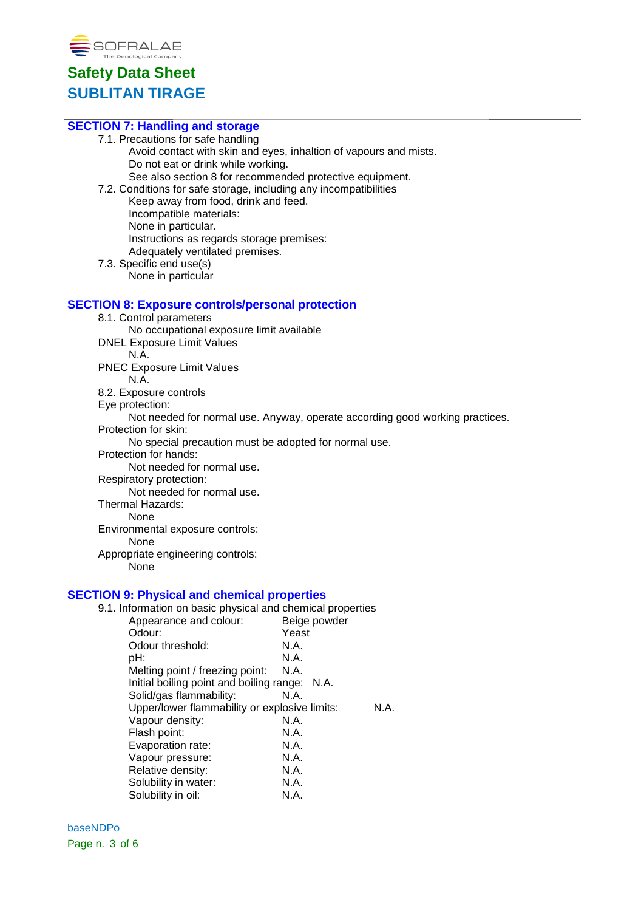## SECTION 7: Handling and storage

7.1. Precautions for safe handling

Avoid contact with skin and eyes, inhalation of vapours and mists.
Do not eat or drink while working.
See also section 8 for recommended protective equipment.

7.2. Conditions for safe storage, including any incompatibilities

Keep away from food, drink and feed.
Incompatible materials:
None in particular.
Instructions as regards storage premises:
Adequately ventilated premises.

7.3. Specific end use(s)

None in particular

## SECTION 8: Exposure controls/personal protection

8.1. Control parameters

No occupational exposure limit available

DNEL Exposure Limit Values

N.A.

PNEC Exposure Limit Values

N.A.

8.2. Exposure controls

Eye protection:

Not needed for normal use. Anyway, operate according good working practices.

Protection for skin:

No special precaution must be adopted for normal use.

Protection for hands:

Not needed for normal use.

Respiratory protection:

Not needed for normal use.

Thermal Hazards:

None

Environmental exposure controls:

None

Appropriate engineering controls:

None

## SECTION 9: Physical and chemical properties

9.1. Information on basic physical and chemical properties

| Property | Value |
|---|---|
| Appearance and colour: | Beige powder |
| Odour: | Yeast |
| Odour threshold: | N.A. |
| pH: | N.A. |
| Melting point / freezing point: | N.A. |
| Initial boiling point and boiling range: | N.A. |
| Solid/gas flammability: | N.A. |
| Upper/lower flammability or explosive limits: | N.A. |
| Vapour density: | N.A. |
| Flash point: | N.A. |
| Evaporation rate: | N.A. |
| Vapour pressure: | N.A. |
| Relative density: | N.A. |
| Solubility in water: | N.A. |
| Solubility in oil: | N.A. |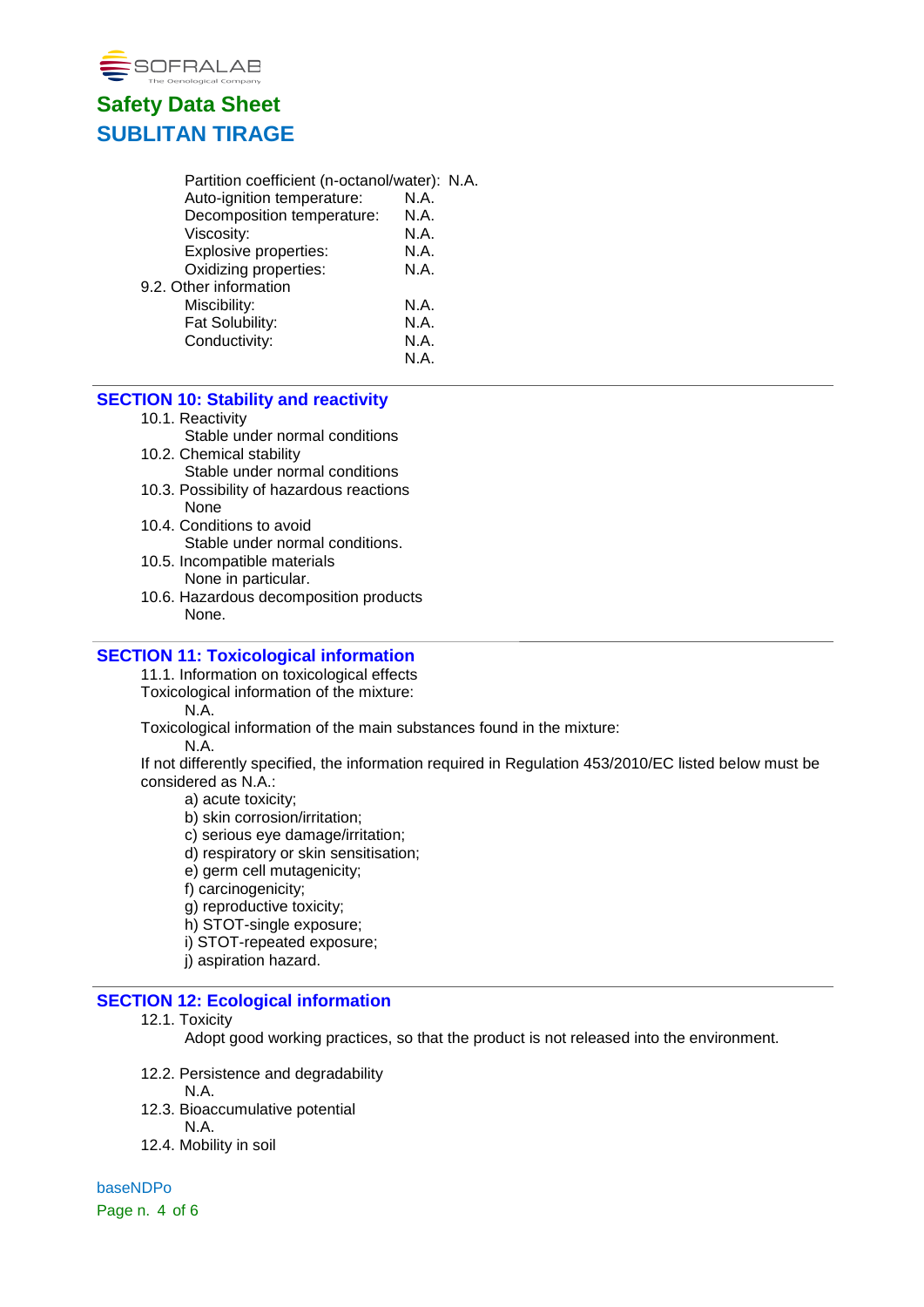Partition coefficient (n-octanol/water): N.A.

| | |
|---|---|
| Auto-ignition temperature: | N.A. |
| Decomposition temperature: | N.A. |
| Viscosity: | N.A. |
| Explosive properties: | N.A. |
| Oxidizing properties: | N.A. |

9.2. Other information

| | |
|---|---|
| Miscibility: | N.A. |
| Fat Solubility: | N.A. |
| Conductivity: | N.A. |
| | N.A. |

## SECTION 10: Stability and reactivity

10.1. Reactivity

Stable under normal conditions

10.2. Chemical stability

Stable under normal conditions

10.3. Possibility of hazardous reactions

None

10.4. Conditions to avoid

Stable under normal conditions.

10.5. Incompatible materials

None in particular.

10.6. Hazardous decomposition products

None.

## SECTION 11: Toxicological information

11.1. Information on toxicological effects

Toxicological information of the mixture:

N.A.

Toxicological information of the main substances found in the mixture:

N.A.

If not differently specified, the information required in Regulation 453/2010/EC listed below must be considered as N.A.:

a) acute toxicity;
b) skin corrosion/irritation;
c) serious eye damage/irritation;
d) respiratory or skin sensitisation;
e) germ cell mutagenicity;
f) carcinogenicity;
g) reproductive toxicity;
h) STOT-single exposure;
i) STOT-repeated exposure;
j) aspiration hazard.

## SECTION 12: Ecological information

12.1. Toxicity

Adopt good working practices, so that the product is not released into the environment.

12.2. Persistence and degradability

N.A.

12.3. Bioaccumulative potential

N.A.

12.4. Mobility in soil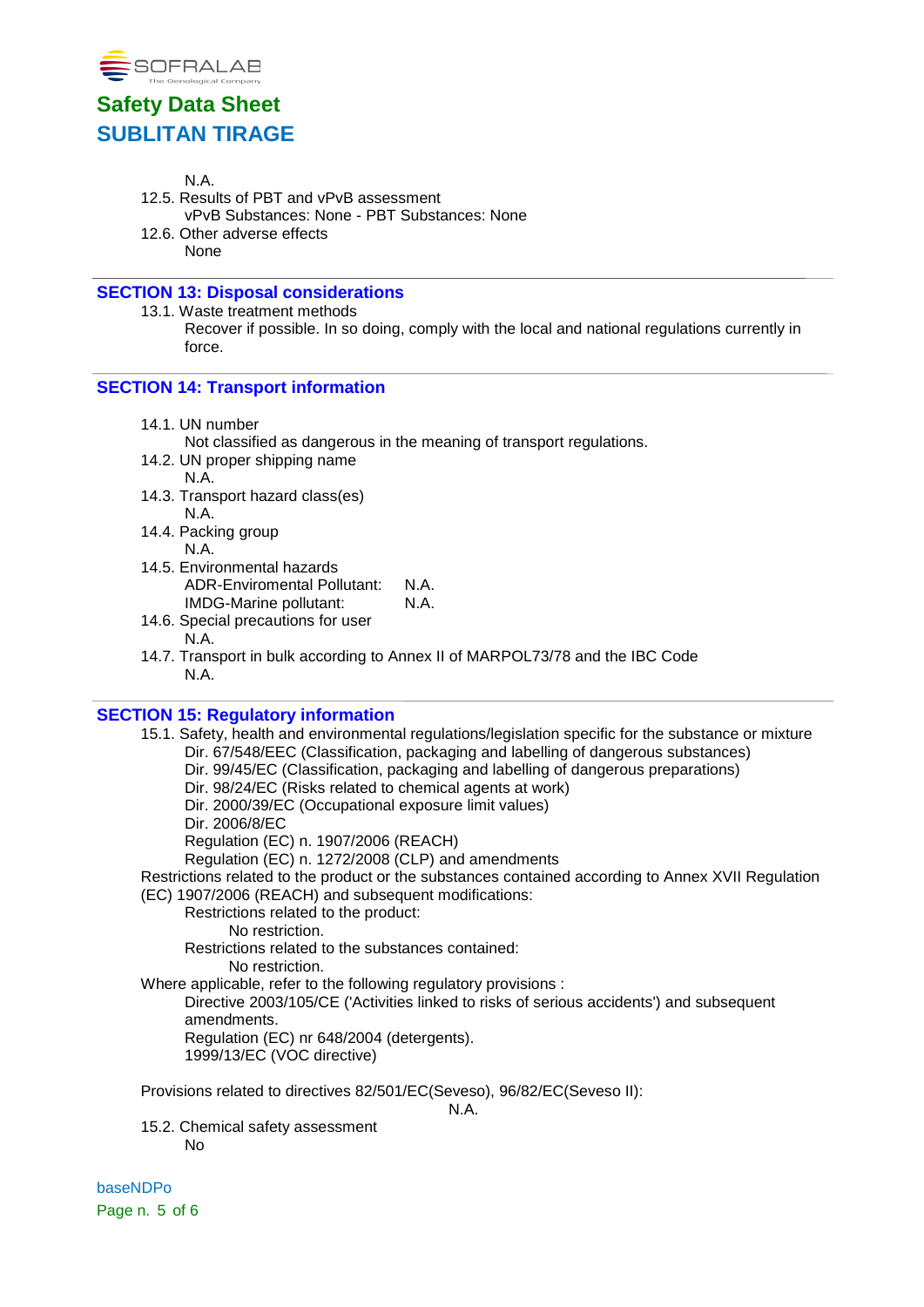N.A.

12.5. Results of PBT and vPvB assessment

vPvB Substances: None - PBT Substances: None

12.6. Other adverse effects

None

## SECTION 13: Disposal considerations

13.1. Waste treatment methods

Recover if possible. In so doing, comply with the local and national regulations currently in force.

## SECTION 14: Transport information

14.1. UN number

Not classified as dangerous in the meaning of transport regulations.

14.2. UN proper shipping name

N.A.

14.3. Transport hazard class(es)

N.A.

14.4. Packing group

N.A.

14.5. Environmental hazards

ADR-Enviromental Pollutant: N.A.
IMDG-Marine pollutant: N.A.

14.6. Special precautions for user

N.A.

14.7. Transport in bulk according to Annex II of MARPOL73/78 and the IBC Code

N.A.

## SECTION 15: Regulatory information

15.1. Safety, health and environmental regulations/legislation specific for the substance or mixture

Dir. 67/548/EEC (Classification, packaging and labelling of dangerous substances)
Dir. 99/45/EC (Classification, packaging and labelling of dangerous preparations)
Dir. 98/24/EC (Risks related to chemical agents at work)
Dir. 2000/39/EC (Occupational exposure limit values)
Dir. 2006/8/EC
Regulation (EC) n. 1907/2006 (REACH)
Regulation (EC) n. 1272/2008 (CLP) and amendments

Restrictions related to the product or the substances contained according to Annex XVII Regulation (EC) 1907/2006 (REACH) and subsequent modifications:

Restrictions related to the product:

No restriction.

Restrictions related to the substances contained:

No restriction.

Where applicable, refer to the following regulatory provisions :

Directive 2003/105/CE ('Activities linked to risks of serious accidents') and subsequent amendments.
Regulation (EC) nr 648/2004 (detergents).
1999/13/EC (VOC directive)

Provisions related to directives 82/501/EC(Seveso), 96/82/EC(Seveso II):

N.A.

15.2. Chemical safety assessment

No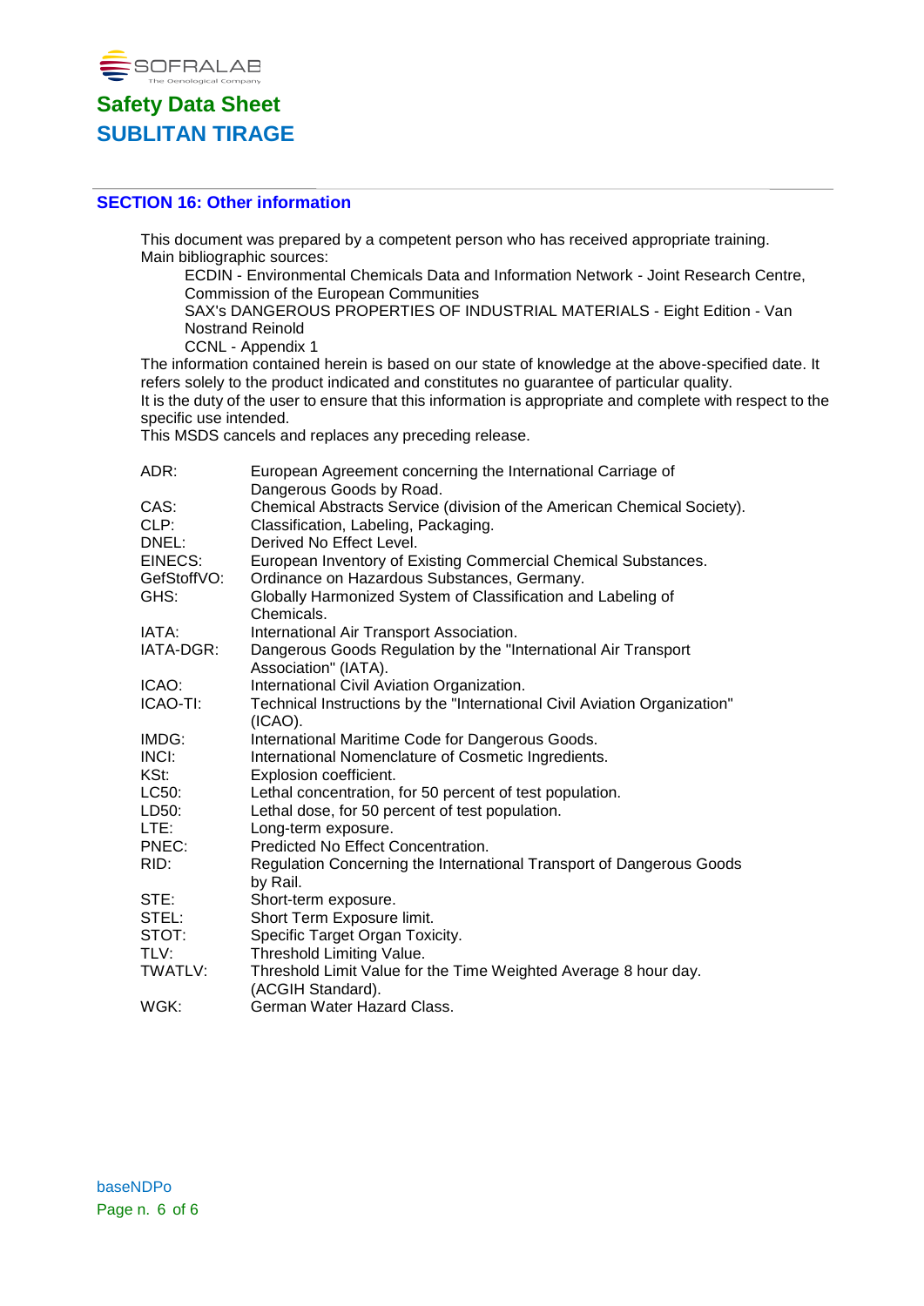# Safety Data Sheet
# SUBLITAN TIRAGE

## SECTION 16: Other information

This document was prepared by a competent person who has received appropriate training.
Main bibliographic sources:

ECDIN - Environmental Chemicals Data and Information Network - Joint Research Centre, Commission of the European Communities
SAX's DANGEROUS PROPERTIES OF INDUSTRIAL MATERIALS - Eight Edition - Van Nostrand Reinold
CCNL - Appendix 1

The information contained herein is based on our state of knowledge at the above-specified date. It refers solely to the product indicated and constitutes no guarantee of particular quality.
It is the duty of the user to ensure that this information is appropriate and complete with respect to the specific use intended.
This MSDS cancels and replaces any preceding release.

| | |
|---|---|
| ADR: | European Agreement concerning the International Carriage of Dangerous Goods by Road. |
| CAS: | Chemical Abstracts Service (division of the American Chemical Society). |
| CLP: | Classification, Labeling, Packaging. |
| DNEL: | Derived No Effect Level. |
| EINECS: | European Inventory of Existing Commercial Chemical Substances. |
| GefStoffVO: | Ordinance on Hazardous Substances, Germany. |
| GHS: | Globally Harmonized System of Classification and Labeling of Chemicals. |
| IATA: | International Air Transport Association. |
| IATA-DGR: | Dangerous Goods Regulation by the "International Air Transport Association" (IATA). |
| ICAO: | International Civil Aviation Organization. |
| ICAO-TI: | Technical Instructions by the "International Civil Aviation Organization" (ICAO). |
| IMDG: | International Maritime Code for Dangerous Goods. |
| INCI: | International Nomenclature of Cosmetic Ingredients. |
| KSt: | Explosion coefficient. |
| LC50: | Lethal concentration, for 50 percent of test population. |
| LD50: | Lethal dose, for 50 percent of test population. |
| LTE: | Long-term exposure. |
| PNEC: | Predicted No Effect Concentration. |
| RID: | Regulation Concerning the International Transport of Dangerous Goods by Rail. |
| STE: | Short-term exposure. |
| STEL: | Short Term Exposure limit. |
| STOT: | Specific Target Organ Toxicity. |
| TLV: | Threshold Limiting Value. |
| TWATLV: | Threshold Limit Value for the Time Weighted Average 8 hour day. (ACGIH Standard). |
| WGK: | German Water Hazard Class. |